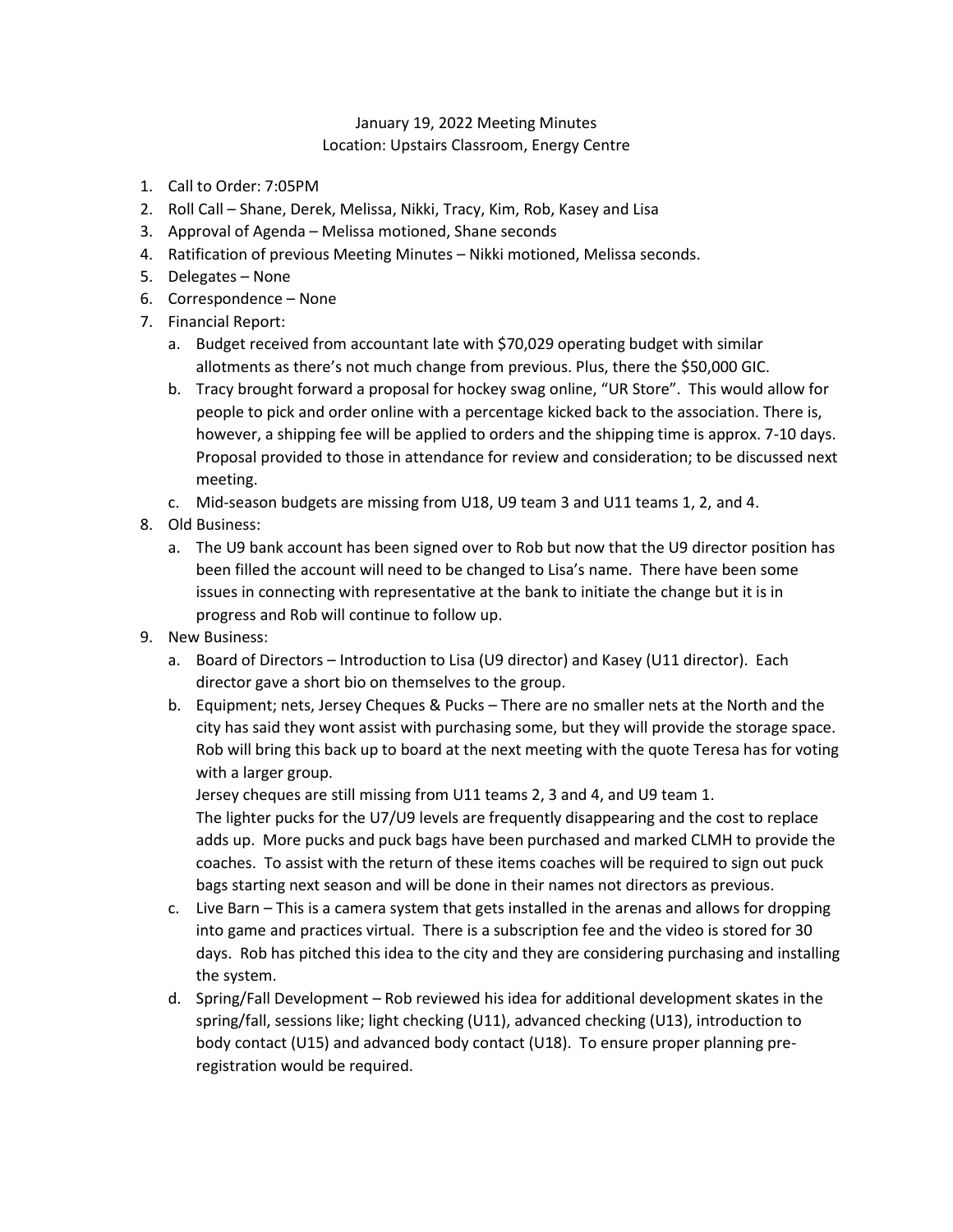January 19, 2022 Meeting Minutes
Location: Upstairs Classroom, Energy Centre

1. Call to Order: 7:05PM
2. Roll Call – Shane, Derek, Melissa, Nikki, Tracy, Kim, Rob, Kasey and Lisa
3. Approval of Agenda – Melissa motioned, Shane seconds
4. Ratification of previous Meeting Minutes – Nikki motioned, Melissa seconds.
5. Delegates – None
6. Correspondence – None
7. Financial Report:
   a. Budget received from accountant late with $70,029 operating budget with similar allotments as there's not much change from previous. Plus, there the $50,000 GIC.
   b. Tracy brought forward a proposal for hockey swag online, "UR Store". This would allow for people to pick and order online with a percentage kicked back to the association. There is, however, a shipping fee will be applied to orders and the shipping time is approx. 7-10 days. Proposal provided to those in attendance for review and consideration; to be discussed next meeting.
   c. Mid-season budgets are missing from U18, U9 team 3 and U11 teams 1, 2, and 4.
8. Old Business:
   a. The U9 bank account has been signed over to Rob but now that the U9 director position has been filled the account will need to be changed to Lisa's name. There have been some issues in connecting with representative at the bank to initiate the change but it is in progress and Rob will continue to follow up.
9. New Business:
   a. Board of Directors – Introduction to Lisa (U9 director) and Kasey (U11 director). Each director gave a short bio on themselves to the group.
   b. Equipment; nets, Jersey Cheques & Pucks – There are no smaller nets at the North and the city has said they wont assist with purchasing some, but they will provide the storage space. Rob will bring this back up to board at the next meeting with the quote Teresa has for voting with a larger group.

      Jersey cheques are still missing from U11 teams 2, 3 and 4, and U9 team 1.

      The lighter pucks for the U7/U9 levels are frequently disappearing and the cost to replace adds up. More pucks and puck bags have been purchased and marked CLMH to provide the coaches. To assist with the return of these items coaches will be required to sign out puck bags starting next season and will be done in their names not directors as previous.
   c. Live Barn – This is a camera system that gets installed in the arenas and allows for dropping into game and practices virtual. There is a subscription fee and the video is stored for 30 days. Rob has pitched this idea to the city and they are considering purchasing and installing the system.
   d. Spring/Fall Development – Rob reviewed his idea for additional development skates in the spring/fall, sessions like; light checking (U11), advanced checking (U13), introduction to body contact (U15) and advanced body contact (U18). To ensure proper planning pre-registration would be required.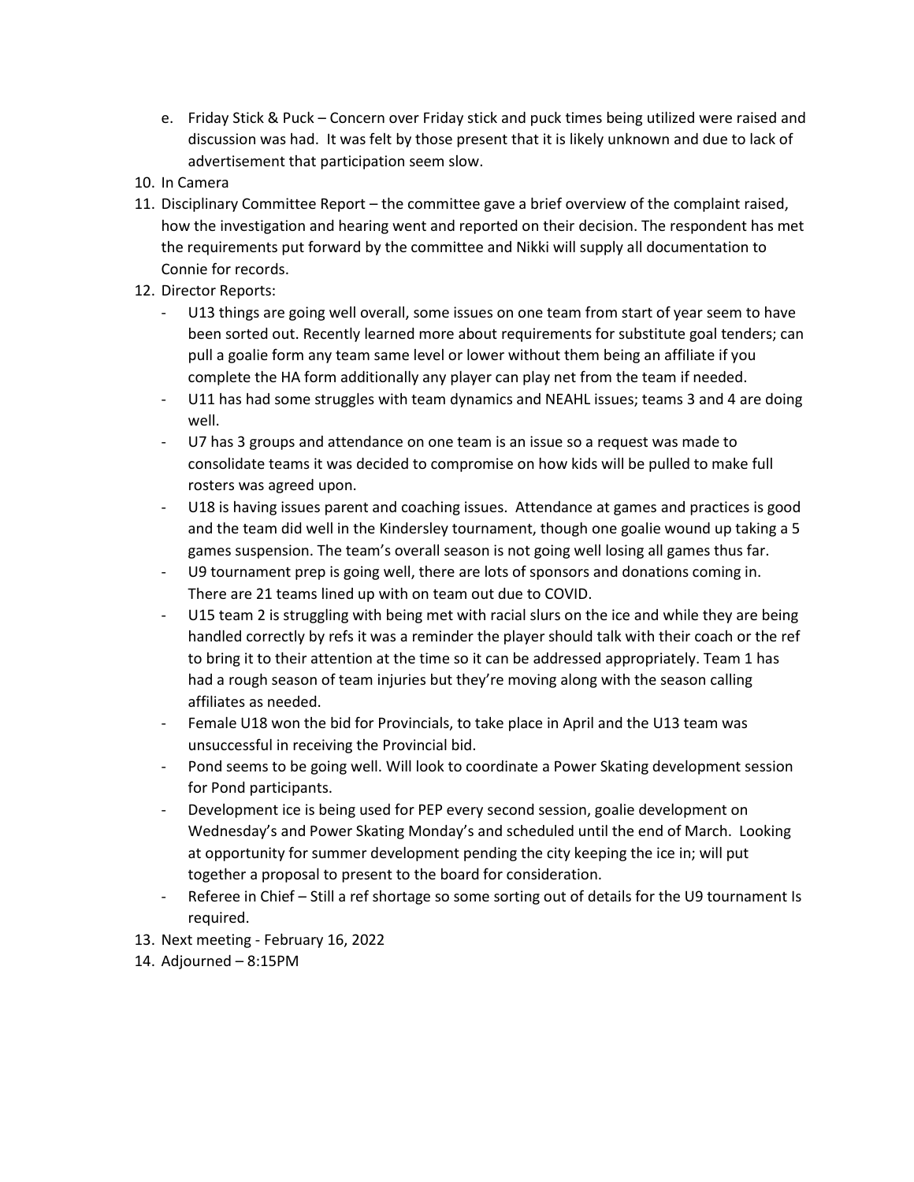e. Friday Stick & Puck – Concern over Friday stick and puck times being utilized were raised and discussion was had. It was felt by those present that it is likely unknown and due to lack of advertisement that participation seem slow.

10. In Camera
11. Disciplinary Committee Report – the committee gave a brief overview of the complaint raised, how the investigation and hearing went and reported on their decision. The respondent has met the requirements put forward by the committee and Nikki will supply all documentation to Connie for records.
12. Director Reports:
    - U13 things are going well overall, some issues on one team from start of year seem to have been sorted out. Recently learned more about requirements for substitute goal tenders; can pull a goalie form any team same level or lower without them being an affiliate if you complete the HA form additionally any player can play net from the team if needed.
    - U11 has had some struggles with team dynamics and NEAHL issues; teams 3 and 4 are doing well.
    - U7 has 3 groups and attendance on one team is an issue so a request was made to consolidate teams it was decided to compromise on how kids will be pulled to make full rosters was agreed upon.
    - U18 is having issues parent and coaching issues. Attendance at games and practices is good and the team did well in the Kindersley tournament, though one goalie wound up taking a 5 games suspension. The team's overall season is not going well losing all games thus far.
    - U9 tournament prep is going well, there are lots of sponsors and donations coming in. There are 21 teams lined up with on team out due to COVID.
    - U15 team 2 is struggling with being met with racial slurs on the ice and while they are being handled correctly by refs it was a reminder the player should talk with their coach or the ref to bring it to their attention at the time so it can be addressed appropriately. Team 1 has had a rough season of team injuries but they're moving along with the season calling affiliates as needed.
    - Female U18 won the bid for Provincials, to take place in April and the U13 team was unsuccessful in receiving the Provincial bid.
    - Pond seems to be going well. Will look to coordinate a Power Skating development session for Pond participants.
    - Development ice is being used for PEP every second session, goalie development on Wednesday's and Power Skating Monday's and scheduled until the end of March. Looking at opportunity for summer development pending the city keeping the ice in; will put together a proposal to present to the board for consideration.
    - Referee in Chief – Still a ref shortage so some sorting out of details for the U9 tournament Is required.
13. Next meeting - February 16, 2022
14. Adjourned – 8:15PM